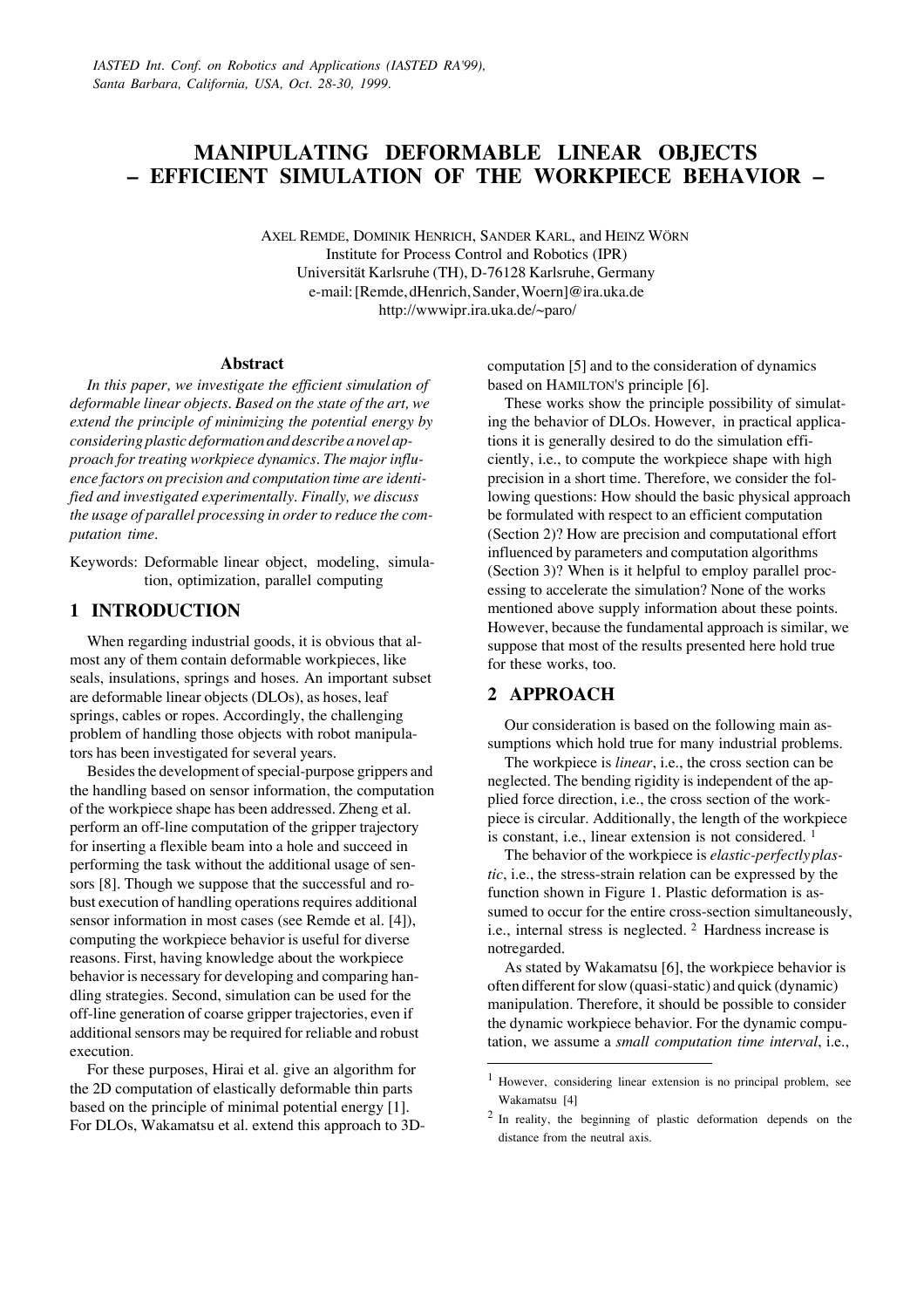*IASTED Int. Conf. on Robotics and Applications (IASTED RA'99), Santa Barbara, California, USA, Oct. 28-30, 1999.*

# MANIPULATING DEFORMABLE LINEAR OBJECTS – EFFICIENT SIMULATION OF THE WORKPIECE BEHAVIOR –

AXEL REMDE, DOMINIK HENRICH, SANDER KARL, and HEINZ WÖRN
Institute for Process Control and Robotics (IPR)
Universität Karlsruhe (TH), D-76128 Karlsruhe, Germany
e-mail: [Remde, dHenrich, Sander, Woern]@ira.uka.de
http://wwwipr.ira.uka.de/~paro/

### Abstract

*In this paper, we investigate the efficient simulation of deformable linear objects. Based on the state of the art, we extend the principle of minimizing the potential energy by considering plastic deformation and describe a novel approach for treating workpiece dynamics. The major influence factors on precision and computation time are identified and investigated experimentally. Finally, we discuss the usage of parallel processing in order to reduce the computation time.*

Keywords: Deformable linear object, modeling, simulation, optimization, parallel computing

## 1 INTRODUCTION

When regarding industrial goods, it is obvious that almost any of them contain deformable workpieces, like seals, insulations, springs and hoses. An important subset are deformable linear objects (DLOs), as hoses, leaf springs, cables or ropes. Accordingly, the challenging problem of handling those objects with robot manipulators has been investigated for several years.

Besides the development of special-purpose grippers and the handling based on sensor information, the computation of the workpiece shape has been addressed. Zheng et al. perform an off-line computation of the gripper trajectory for inserting a flexible beam into a hole and succeed in performing the task without the additional usage of sensors [8]. Though we suppose that the successful and robust execution of handling operations requires additional sensor information in most cases (see Remde et al. [4]), computing the workpiece behavior is useful for diverse reasons. First, having knowledge about the workpiece behavior is necessary for developing and comparing handling strategies. Second, simulation can be used for the off-line generation of coarse gripper trajectories, even if additional sensors may be required for reliable and robust execution.

For these purposes, Hirai et al. give an algorithm for the 2D computation of elastically deformable thin parts based on the principle of minimal potential energy [1]. For DLOs, Wakamatsu et al. extend this approach to 3D-computation [5] and to the consideration of dynamics based on HAMILTON'S principle [6].

These works show the principle possibility of simulating the behavior of DLOs. However, in practical applications it is generally desired to do the simulation efficiently, i.e., to compute the workpiece shape with high precision in a short time. Therefore, we consider the following questions: How should the basic physical approach be formulated with respect to an efficient computation (Section 2)? How are precision and computational effort influenced by parameters and computation algorithms (Section 3)? When is it helpful to employ parallel processing to accelerate the simulation? None of the works mentioned above supply information about these points. However, because the fundamental approach is similar, we suppose that most of the results presented here hold true for these works, too.

## 2 APPROACH

Our consideration is based on the following main assumptions which hold true for many industrial problems.

The workpiece is *linear*, i.e., the cross section can be neglected. The bending rigidity is independent of the applied force direction, i.e., the cross section of the workpiece is circular. Additionally, the length of the workpiece is constant, i.e., linear extension is not considered. [1]

The behavior of the workpiece is *elastic-perfectly plastic*, i.e., the stress-strain relation can be expressed by the function shown in Figure 1. Plastic deformation is assumed to occur for the entire cross-section simultaneously, i.e., internal stress is neglected. [2] Hardness increase is notregarded.

As stated by Wakamatsu [6], the workpiece behavior is often different for slow (quasi-static) and quick (dynamic) manipulation. Therefore, it should be possible to consider the dynamic workpiece behavior. For the dynamic computation, we assume a *small computation time interval*, i.e.,

---

[1] However, considering linear extension is no principal problem, see Wakamatsu [4]

[2] In reality, the beginning of plastic deformation depends on the distance from the neutral axis.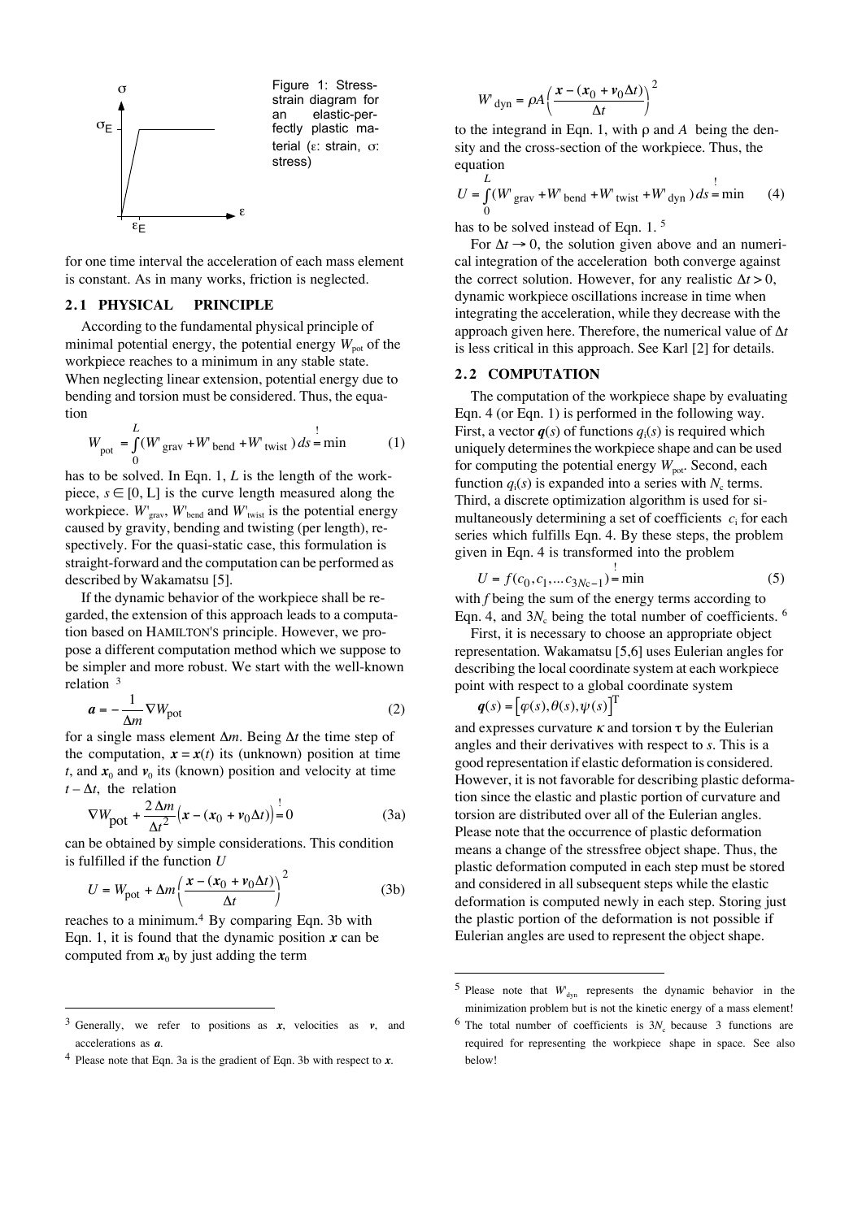Figure 1: Stress-strain diagram for an elastic-perfectly plastic material (ε: strain, σ: stress)

for one time interval the acceleration of each mass element is constant. As in many works, friction is neglected.

## 2.1 PHYSICAL PRINCIPLE

According to the fundamental physical principle of minimal potential energy, the potential energy $W_{pot}$ of the workpiece reaches to a minimum in any stable state. When neglecting linear extension, potential energy due to bending and torsion must be considered. Thus, the equation

$$W_{pot} = \int_0^L (W'_{grav} + W'_{bend} + W'_{twist})\, ds \overset{!}{=} \min \qquad (1)$$

has to be solved. In Eqn. 1, $L$ is the length of the workpiece, $s \in [0, L]$ is the curve length measured along the workpiece. $W'_{grav}$, $W'_{bend}$ and $W'_{twist}$ is the potential energy caused by gravity, bending and twisting (per length), respectively. For the quasi-static case, this formulation is straight-forward and the computation can be performed as described by Wakamatsu [5].

If the dynamic behavior of the workpiece shall be regarded, the extension of this approach leads to a computation based on HAMILTON'S principle. However, we propose a different computation method which we suppose to be simpler and more robust. We start with the well-known relation [3]

$$\boldsymbol{a} = -\frac{1}{\Delta m} \nabla W_{pot} \qquad (2)$$

for a single mass element $\Delta m$. Being $\Delta t$ the time step of the computation, $\boldsymbol{x} = \boldsymbol{x}(t)$ its (unknown) position at time $t$, and $\boldsymbol{x}_0$ and $\boldsymbol{v}_0$ its (known) position and velocity at time $t - \Delta t$, the relation

$$\nabla W_{pot} + \frac{2\Delta m}{\Delta t^2}\left(\boldsymbol{x} - (\boldsymbol{x}_0 + \boldsymbol{v}_0 \Delta t)\right) \overset{!}{=} 0 \qquad (3a)$$

can be obtained by simple considerations. This condition is fulfilled if the function $U$

$$U = W_{pot} + \Delta m \left(\frac{\boldsymbol{x} - (\boldsymbol{x}_0 + \boldsymbol{v}_0 \Delta t)}{\Delta t}\right)^2 \qquad (3b)$$

reaches to a minimum.[4] By comparing Eqn. 3b with Eqn. 1, it is found that the dynamic position $\boldsymbol{x}$ can be computed from $\boldsymbol{x}_0$ by just adding the term

$$W'_{dyn} = \rho A \left(\frac{\boldsymbol{x} - (\boldsymbol{x}_0 + \boldsymbol{v}_0 \Delta t)}{\Delta t}\right)^2$$

to the integrand in Eqn. 1, with ρ and $A$ being the density and the cross-section of the workpiece. Thus, the equation

$$U = \int_0^L (W'_{grav} + W'_{bend} + W'_{twist} + W'_{dyn})\, ds \overset{!}{=} \min \qquad (4)$$

has to be solved instead of Eqn. 1. [5]

For $\Delta t \rightarrow 0$, the solution given above and an numerical integration of the acceleration both converge against the correct solution. However, for any realistic $\Delta t > 0$, dynamic workpiece oscillations increase in time when integrating the acceleration, while they decrease with the approach given here. Therefore, the numerical value of $\Delta t$ is less critical in this approach. See Karl [2] for details.

## 2.2 COMPUTATION

The computation of the workpiece shape by evaluating Eqn. 4 (or Eqn. 1) is performed in the following way. First, a vector $\boldsymbol{q}(s)$ of functions $q_i(s)$ is required which uniquely determines the workpiece shape and can be used for computing the potential energy $W_{pot}$. Second, each function $q_i(s)$ is expanded into a series with $N_c$ terms. Third, a discrete optimization algorithm is used for simultaneously determining a set of coefficients $c_i$ for each series which fulfills Eqn. 4. By these steps, the problem given in Eqn. 4 is transformed into the problem

$$U = f(c_0, c_1, \ldots c_{3N_c - 1}) \overset{!}{=} \min \qquad (5)$$

with $f$ being the sum of the energy terms according to Eqn. 4, and $3N_c$ being the total number of coefficients. [6]

First, it is necessary to choose an appropriate object representation. Wakamatsu [5,6] uses Eulerian angles for describing the local coordinate system at each workpiece point with respect to a global coordinate system

$$\boldsymbol{q}(s) = [\varphi(s), \theta(s), \psi(s)]^T$$

and expresses curvature $\kappa$ and torsion τ by the Eulerian angles and their derivatives with respect to $s$. This is a good representation if elastic deformation is considered. However, it is not favorable for describing plastic deformation since the elastic and plastic portion of curvature and torsion are distributed over all of the Eulerian angles. Please note that the occurrence of plastic deformation means a change of the stressfree object shape. Thus, the plastic deformation computed in each step must be stored and considered in all subsequent steps while the elastic deformation is computed newly in each step. Storing just the plastic portion of the deformation is not possible if Eulerian angles are used to represent the object shape.

---

[3] Generally, we refer to positions as $\boldsymbol{x}$, velocities as $\boldsymbol{v}$, and accelerations as $\boldsymbol{a}$.

[4] Please note that Eqn. 3a is the gradient of Eqn. 3b with respect to $\boldsymbol{x}$.

[5] Please note that $W'_{dyn}$ represents the dynamic behavior in the minimization problem but is not the kinetic energy of a mass element!

[6] The total number of coefficients is $3N_c$ because 3 functions are required for representing the workpiece shape in space. See also below!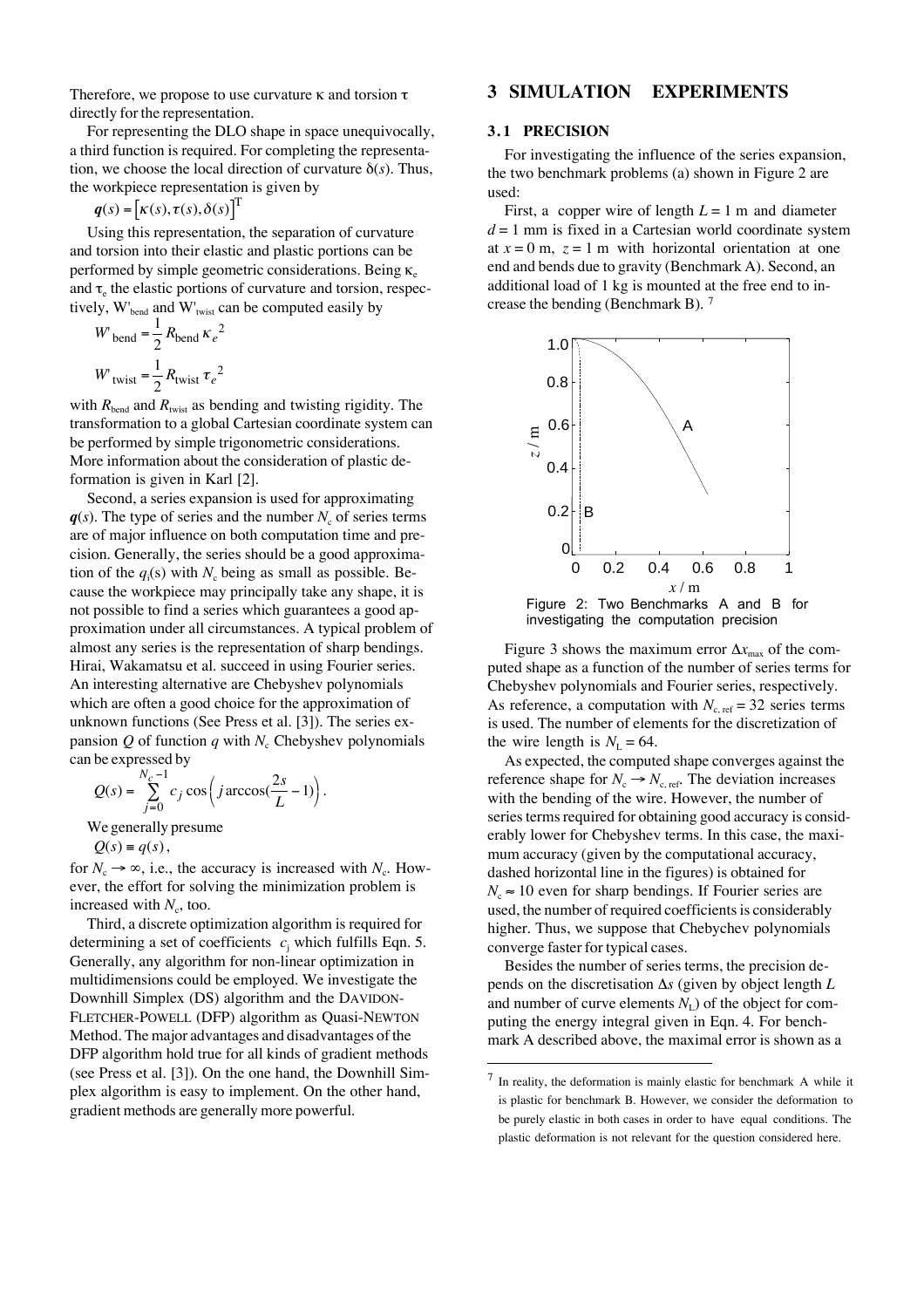Therefore, we propose to use curvature $\kappa$ and torsion $\tau$ directly for the representation.

For representing the DLO shape in space unequivocally, a third function is required. For completing the representation, we choose the local direction of curvature $\delta(s)$. Thus, the workpiece representation is given by

$$\boldsymbol{q}(s) = \left[\kappa(s), \tau(s), \delta(s)\right]^{\mathrm{T}}$$

Using this representation, the separation of curvature and torsion into their elastic and plastic portions can be performed by simple geometric considerations. Being $\kappa_e$ and $\tau_e$ the elastic portions of curvature and torsion, respectively, $W'_{\text{bend}}$ and $W'_{\text{twist}}$ can be computed easily by

$$W'_{\text{bend}} = \frac{1}{2} R_{\text{bend}} \kappa_e^{2}$$

$$W'_{\text{twist}} = \frac{1}{2} R_{\text{twist}} \tau_e^{2}$$

with $R_{\text{bend}}$ and $R_{\text{twist}}$ as bending and twisting rigidity. The transformation to a global Cartesian coordinate system can be performed by simple trigonometric considerations. More information about the consideration of plastic deformation is given in Karl [2].

Second, a series expansion is used for approximating $\boldsymbol{q}(s)$. The type of series and the number $N_c$ of series terms are of major influence on both computation time and precision. Generally, the series should be a good approximation of the $q_i(s)$ with $N_c$ being as small as possible. Because the workpiece may principally take any shape, it is not possible to find a series which guarantees a good approximation under all circumstances. A typical problem of almost any series is the representation of sharp bendings. Hirai, Wakamatsu et al. succeed in using Fourier series. An interesting alternative are Chebyshev polynomials which are often a good choice for the approximation of unknown functions (See Press et al. [3]). The series expansion $Q$ of function $q$ with $N_c$ Chebyshev polynomials can be expressed by

$$Q(s) = \sum_{j=0}^{N_c - 1} c_j \cos\left( j \arccos(\frac{2s}{L} - 1) \right).$$

We generally presume

$$Q(s) \equiv q(s),$$

for $N_c \to \infty$, i.e., the accuracy is increased with $N_c$. However, the effort for solving the minimization problem is increased with $N_c$, too.

Third, a discrete optimization algorithm is required for determining a set of coefficients $c_j$ which fulfills Eqn. 5. Generally, any algorithm for non-linear optimization in multidimensions could be employed. We investigate the Downhill Simplex (DS) algorithm and the DAVIDON-FLETCHER-POWELL (DFP) algorithm as Quasi-NEWTON Method. The major advantages and disadvantages of the DFP algorithm hold true for all kinds of gradient methods (see Press et al. [3]). On the one hand, the Downhill Simplex algorithm is easy to implement. On the other hand, gradient methods are generally more powerful.

## 3 SIMULATION EXPERIMENTS

### 3.1 PRECISION

For investigating the influence of the series expansion, the two benchmark problems (a) shown in Figure 2 are used:

First, a copper wire of length $L = 1$ m and diameter $d = 1$ mm is fixed in a Cartesian world coordinate system at $x = 0$ m, $z = 1$ m with horizontal orientation at one end and bends due to gravity (Benchmark A). Second, an additional load of 1 kg is mounted at the free end to increase the bending (Benchmark B). [7]

Figure 2: Two Benchmarks A and B for investigating the computation precision

Figure 3 shows the maximum error $\Delta x_{\max}$ of the computed shape as a function of the number of series terms for Chebyshev polynomials and Fourier series, respectively. As reference, a computation with $N_{c,\text{ref}} = 32$ series terms is used. The number of elements for the discretization of the wire length is $N_L = 64$.

As expected, the computed shape converges against the reference shape for $N_c \to N_{c,\text{ref}}$. The deviation increases with the bending of the wire. However, the number of series terms required for obtaining good accuracy is considerably lower for Chebyshev terms. In this case, the maximum accuracy (given by the computational accuracy, dashed horizontal line in the figures) is obtained for $N_c \approx 10$ even for sharp bendings. If Fourier series are used, the number of required coefficients is considerably higher. Thus, we suppose that Chebychev polynomials converge faster for typical cases.

Besides the number of series terms, the precision depends on the discretisation $\Delta s$ (given by object length $L$ and number of curve elements $N_L$) of the object for computing the energy integral given in Eqn. 4. For benchmark A described above, the maximal error is shown as a

[7] In reality, the deformation is mainly elastic for benchmark A while it is plastic for benchmark B. However, we consider the deformation to be purely elastic in both cases in order to have equal conditions. The plastic deformation is not relevant for the question considered here.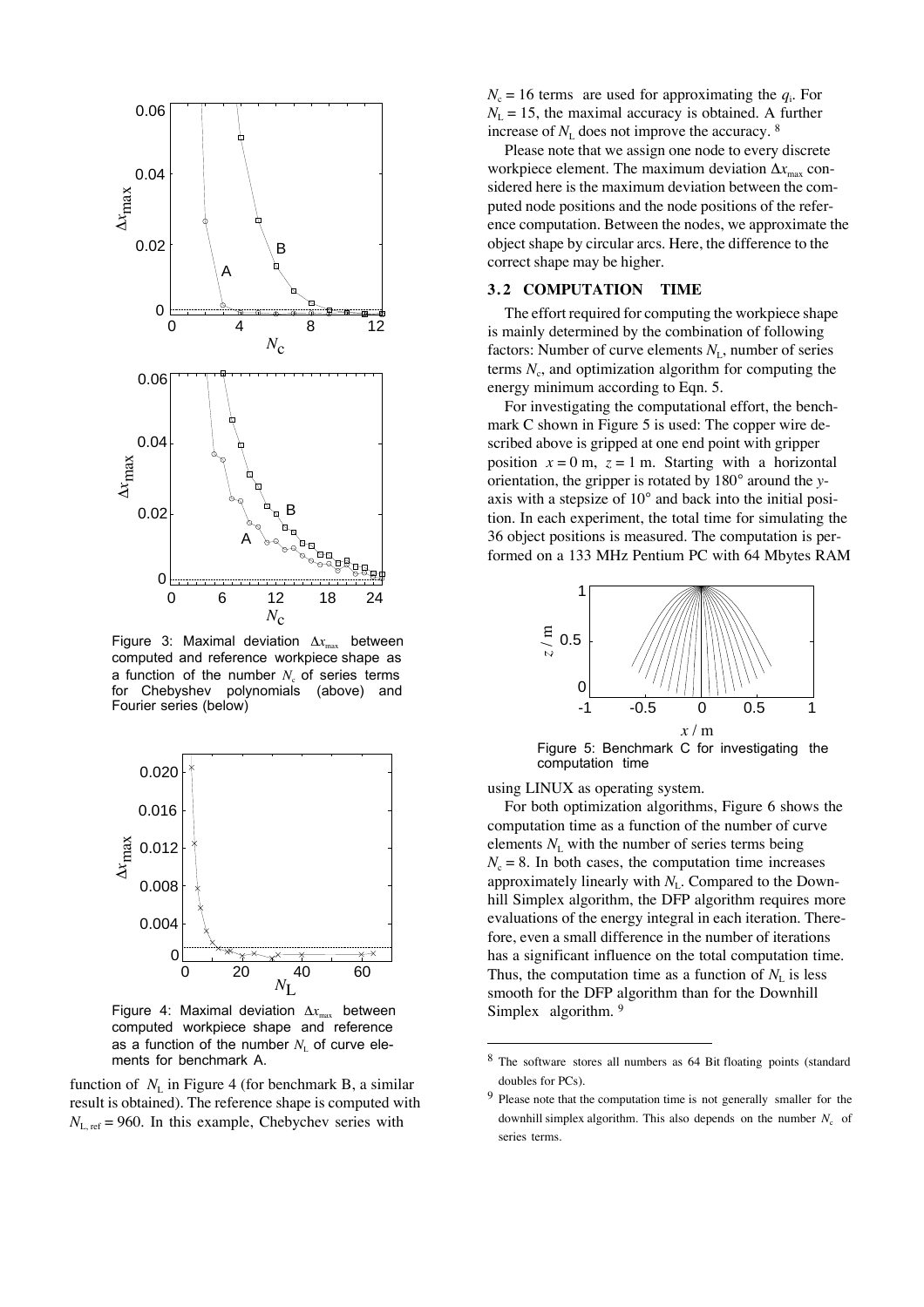Figure 3: Maximal deviation $\Delta x_{max}$ between computed and reference workpiece shape as a function of the number $N_c$ of series terms for Chebyshev polynomials (above) and Fourier series (below)

Figure 4: Maximal deviation $\Delta x_{max}$ between computed workpiece shape and reference as a function of the number $N_L$ of curve elements for benchmark A.

function of $N_L$ in Figure 4 (for benchmark B, a similar result is obtained). The reference shape is computed with $N_{L,ref} = 960$. In this example, Chebychev series with $N_c = 16$ terms are used for approximating the $q_i$. For $N_L = 15$, the maximal accuracy is obtained. A further increase of $N_L$ does not improve the accuracy. [8]

Please note that we assign one node to every discrete workpiece element. The maximum deviation $\Delta x_{max}$ considered here is the maximum deviation between the computed node positions and the node positions of the reference computation. Between the nodes, we approximate the object shape by circular arcs. Here, the difference to the correct shape may be higher.

## 3.2 COMPUTATION TIME

The effort required for computing the workpiece shape is mainly determined by the combination of following factors: Number of curve elements $N_L$, number of series terms $N_c$, and optimization algorithm for computing the energy minimum according to Eqn. 5.

For investigating the computational effort, the benchmark C shown in Figure 5 is used: The copper wire described above is gripped at one end point with gripper position $x = 0$ m, $z = 1$ m. Starting with a horizontal orientation, the gripper is rotated by 180° around the $y$-axis with a stepsize of 10° and back into the initial position. In each experiment, the total time for simulating the 36 object positions is measured. The computation is performed on a 133 MHz Pentium PC with 64 Mbytes RAM using LINUX as operating system.

Figure 5: Benchmark C for investigating the computation time

For both optimization algorithms, Figure 6 shows the computation time as a function of the number of curve elements $N_L$ with the number of series terms being $N_c = 8$. In both cases, the computation time increases approximately linearly with $N_L$. Compared to the Downhill Simplex algorithm, the DFP algorithm requires more evaluations of the energy integral in each iteration. Therefore, even a small difference in the number of iterations has a significant influence on the total computation time. Thus, the computation time as a function of $N_L$ is less smooth for the DFP algorithm than for the Downhill Simplex algorithm. [9]

---

[8] The software stores all numbers as 64 Bit floating points (standard doubles for PCs).

[9] Please note that the computation time is not generally smaller for the downhill simplex algorithm. This also depends on the number $N_c$ of series terms.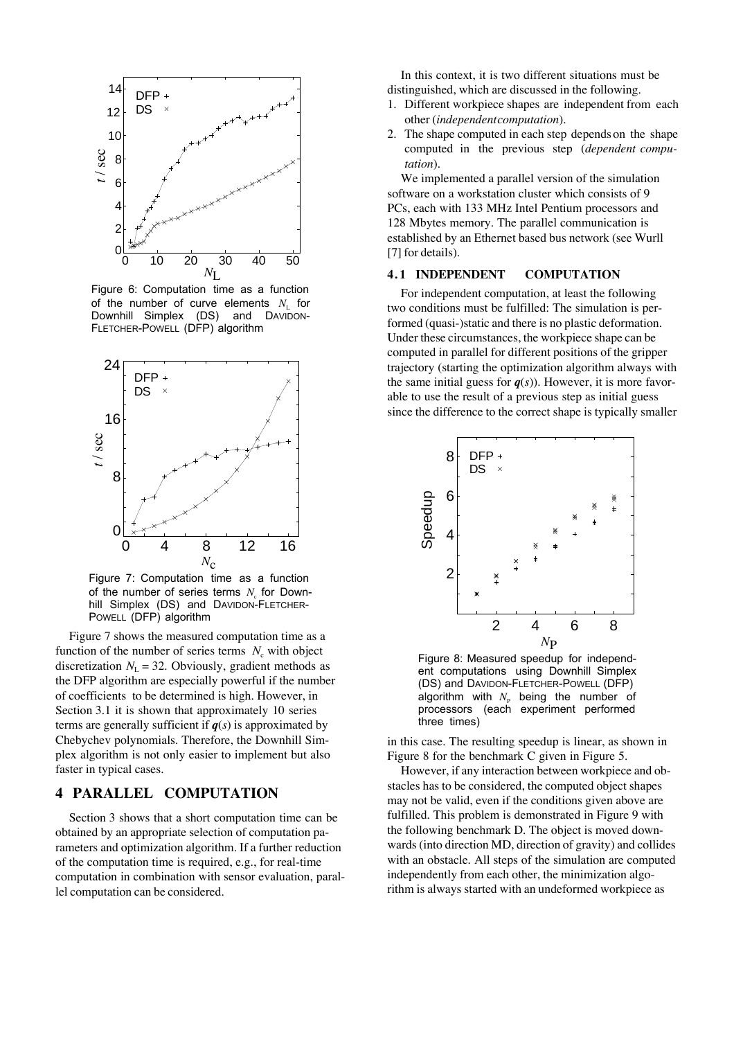Figure 6: Computation time as a function of the number of curve elements $N_L$ for Downhill Simplex (DS) and DAVIDON-FLETCHER-POWELL (DFP) algorithm

Figure 7: Computation time as a function of the number of series terms $N_c$ for Downhill Simplex (DS) and DAVIDON-FLETCHER-POWELL (DFP) algorithm

Figure 7 shows the measured computation time as a function of the number of series terms $N_c$ with object discretization $N_L = 32$. Obviously, gradient methods as the DFP algorithm are especially powerful if the number of coefficients to be determined is high. However, in Section 3.1 it is shown that approximately 10 series terms are generally sufficient if $\boldsymbol{q}(s)$ is approximated by Chebychev polynomials. Therefore, the Downhill Simplex algorithm is not only easier to implement but also faster in typical cases.

## 4 PARALLEL COMPUTATION

Section 3 shows that a short computation time can be obtained by an appropriate selection of computation parameters and optimization algorithm. If a further reduction of the computation time is required, e.g., for real-time computation in combination with sensor evaluation, parallel computation can be considered.

In this context, it is two different situations must be distinguished, which are discussed in the following.

1. Different workpiece shapes are independent from each other (*independent computation*).
2. The shape computed in each step depends on the shape computed in the previous step (*dependent computation*).

We implemented a parallel version of the simulation software on a workstation cluster which consists of 9 PCs, each with 133 MHz Intel Pentium processors and 128 Mbytes memory. The parallel communication is established by an Ethernet based bus network (see Wurll [7] for details).

### 4.1 INDEPENDENT COMPUTATION

For independent computation, at least the following two conditions must be fulfilled: The simulation is performed (quasi-)static and there is no plastic deformation. Under these circumstances, the workpiece shape can be computed in parallel for different positions of the gripper trajectory (starting the optimization algorithm always with the same initial guess for $\boldsymbol{q}(s)$). However, it is more favorable to use the result of a previous step as initial guess since the difference to the correct shape is typically smaller

Figure 8: Measured speedup for independent computations using Downhill Simplex (DS) and DAVIDON-FLETCHER-POWELL (DFP) algorithm with $N_P$ being the number of processors (each experiment performed three times)

in this case. The resulting speedup is linear, as shown in Figure 8 for the benchmark C given in Figure 5.

However, if any interaction between workpiece and obstacles has to be considered, the computed object shapes may not be valid, even if the conditions given above are fulfilled. This problem is demonstrated in Figure 9 with the following benchmark D. The object is moved downwards (into direction MD, direction of gravity) and collides with an obstacle. All steps of the simulation are computed independently from each other, the minimization algorithm is always started with an undeformed workpiece as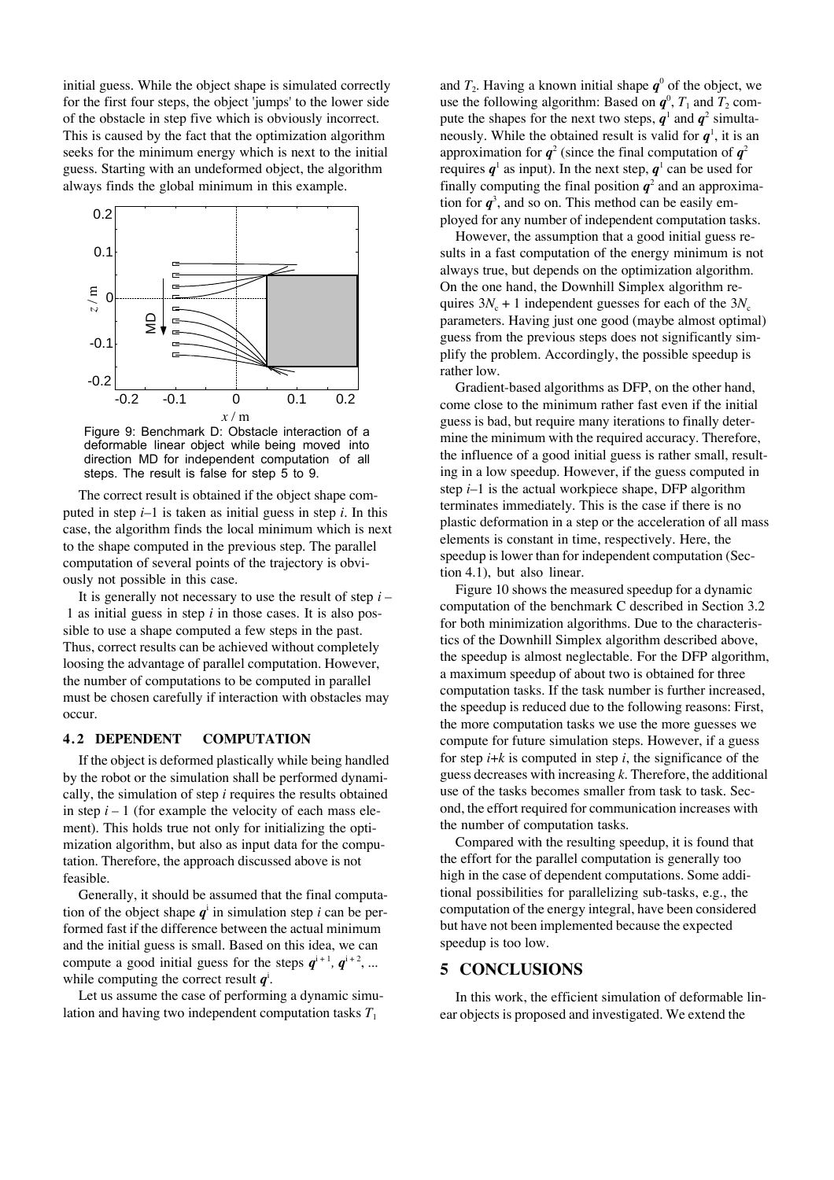initial guess. While the object shape is simulated correctly for the first four steps, the object 'jumps' to the lower side of the obstacle in step five which is obviously incorrect. This is caused by the fact that the optimization algorithm seeks for the minimum energy which is next to the initial guess. Starting with an undeformed object, the algorithm always finds the global minimum in this example.

Figure 9: Benchmark D: Obstacle interaction of a deformable linear object while being moved into direction MD for independent computation of all steps. The result is false for step 5 to 9.

The correct result is obtained if the object shape computed in step $i$–1 is taken as initial guess in step $i$. In this case, the algorithm finds the local minimum which is next to the shape computed in the previous step. The parallel computation of several points of the trajectory is obviously not possible in this case.

It is generally not necessary to use the result of step $i$ – 1 as initial guess in step $i$ in those cases. It is also possible to use a shape computed a few steps in the past. Thus, correct results can be achieved without completely loosing the advantage of parallel computation. However, the number of computations to be computed in parallel must be chosen carefully if interaction with obstacles may occur.

### 4.2 DEPENDENT COMPUTATION

If the object is deformed plastically while being handled by the robot or the simulation shall be performed dynamically, the simulation of step $i$ requires the results obtained in step $i$ – 1 (for example the velocity of each mass element). This holds true not only for initializing the optimization algorithm, but also as input data for the computation. Therefore, the approach discussed above is not feasible.

Generally, it should be assumed that the final computation of the object shape $\boldsymbol{q}^i$ in simulation step $i$ can be performed fast if the difference between the actual minimum and the initial guess is small. Based on this idea, we can compute a good initial guess for the steps $\boldsymbol{q}^{i+1}$, $\boldsymbol{q}^{i+2}$, ... while computing the correct result $\boldsymbol{q}^i$.

Let us assume the case of performing a dynamic simulation and having two independent computation tasks $T_1$ and $T_2$. Having a known initial shape $\boldsymbol{q}^0$ of the object, we use the following algorithm: Based on $\boldsymbol{q}^0$, $T_1$ and $T_2$ compute the shapes for the next two steps, $\boldsymbol{q}^1$ and $\boldsymbol{q}^2$ simultaneously. While the obtained result is valid for $\boldsymbol{q}^1$, it is an approximation for $\boldsymbol{q}^2$ (since the final computation of $\boldsymbol{q}^2$ requires $\boldsymbol{q}^1$ as input). In the next step, $\boldsymbol{q}^1$ can be used for finally computing the final position $\boldsymbol{q}^2$ and an approximation for $\boldsymbol{q}^3$, and so on. This method can be easily employed for any number of independent computation tasks.

However, the assumption that a good initial guess results in a fast computation of the energy minimum is not always true, but depends on the optimization algorithm. On the one hand, the Downhill Simplex algorithm requires $3N_c + 1$ independent guesses for each of the $3N_c$ parameters. Having just one good (maybe almost optimal) guess from the previous steps does not significantly simplify the problem. Accordingly, the possible speedup is rather low.

Gradient-based algorithms as DFP, on the other hand, come close to the minimum rather fast even if the initial guess is bad, but require many iterations to finally determine the minimum with the required accuracy. Therefore, the influence of a good initial guess is rather small, resulting in a low speedup. However, if the guess computed in step $i$–1 is the actual workpiece shape, DFP algorithm terminates immediately. This is the case if there is no plastic deformation in a step or the acceleration of all mass elements is constant in time, respectively. Here, the speedup is lower than for independent computation (Section 4.1), but also linear.

Figure 10 shows the measured speedup for a dynamic computation of the benchmark C described in Section 3.2 for both minimization algorithms. Due to the characteristics of the Downhill Simplex algorithm described above, the speedup is almost neglectable. For the DFP algorithm, a maximum speedup of about two is obtained for three computation tasks. If the task number is further increased, the speedup is reduced due to the following reasons: First, the more computation tasks we use the more guesses we compute for future simulation steps. However, if a guess for step $i$+$k$ is computed in step $i$, the significance of the guess decreases with increasing $k$. Therefore, the additional use of the tasks becomes smaller from task to task. Second, the effort required for communication increases with the number of computation tasks.

Compared with the resulting speedup, it is found that the effort for the parallel computation is generally too high in the case of dependent computations. Some additional possibilities for parallelizing sub-tasks, e.g., the computation of the energy integral, have been considered but have not been implemented because the expected speedup is too low.

## 5 CONCLUSIONS

In this work, the efficient simulation of deformable linear objects is proposed and investigated. We extend the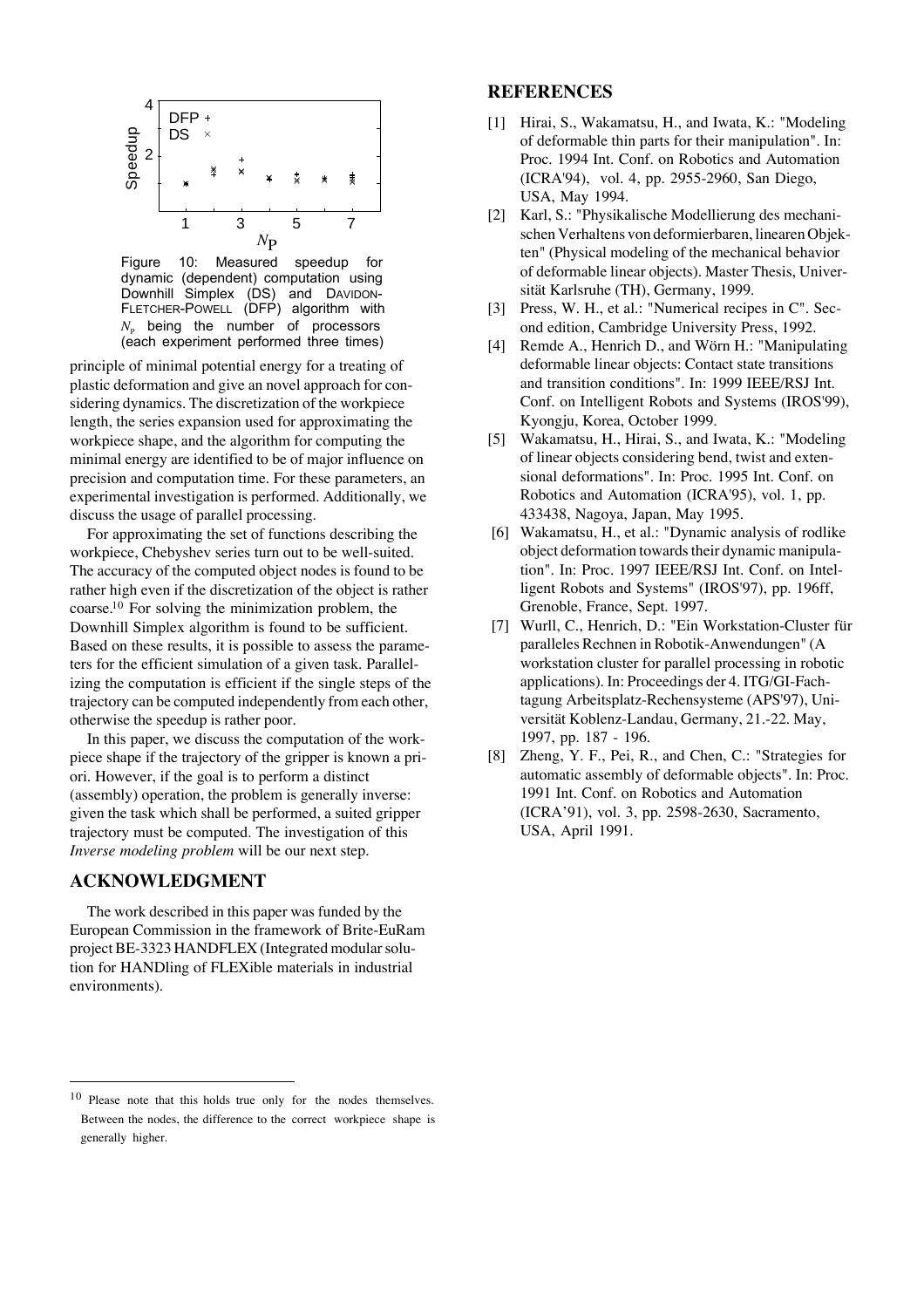4

DFP +

DS ×

Speedup

2

1

3

5

7

$N_P$

Figure 10: Measured speedup for dynamic (dependent) computation using Downhill Simplex (DS) and DAVIDON-FLETCHER-POWELL (DFP) algorithm with $N_P$ being the number of processors (each experiment performed three times)

principle of minimal potential energy for a treating of plastic deformation and give an novel approach for considering dynamics. The discretization of the workpiece length, the series expansion used for approximating the workpiece shape, and the algorithm for computing the minimal energy are identified to be of major influence on precision and computation time. For these parameters, an experimental investigation is performed. Additionally, we discuss the usage of parallel processing.

For approximating the set of functions describing the workpiece, Chebyshev series turn out to be well-suited. The accuracy of the computed object nodes is found to be rather high even if the discretization of the object is rather coarse.[10] For solving the minimization problem, the Downhill Simplex algorithm is found to be sufficient. Based on these results, it is possible to assess the parameters for the efficient simulation of a given task. Parallelizing the computation is efficient if the single steps of the trajectory can be computed independently from each other, otherwise the speedup is rather poor.

In this paper, we discuss the computation of the workpiece shape if the trajectory of the gripper is known a priori. However, if the goal is to perform a distinct (assembly) operation, the problem is generally inverse: given the task which shall be performed, a suited gripper trajectory must be computed. The investigation of this *Inverse modeling problem* will be our next step.

## ACKNOWLEDGMENT

The work described in this paper was funded by the European Commission in the framework of Brite-EuRam project BE-3323 HANDFLEX (Integrated modular solution for HANDling of FLEXible materials in industrial environments).

## REFERENCES

[1] Hirai, S., Wakamatsu, H., and Iwata, K.: "Modeling of deformable thin parts for their manipulation". In: Proc. 1994 Int. Conf. on Robotics and Automation (ICRA'94), vol. 4, pp. 2955-2960, San Diego, USA, May 1994.

[2] Karl, S.: "Physikalische Modellierung des mechanischen Verhaltens von deformierbaren, linearen Objekten" (Physical modeling of the mechanical behavior of deformable linear objects). Master Thesis, Universität Karlsruhe (TH), Germany, 1999.

[3] Press, W. H., et al.: "Numerical recipes in C". Second edition, Cambridge University Press, 1992.

[4] Remde A., Henrich D., and Wörn H.: "Manipulating deformable linear objects: Contact state transitions and transition conditions". In: 1999 IEEE/RSJ Int. Conf. on Intelligent Robots and Systems (IROS'99), Kyongju, Korea, October 1999.

[5] Wakamatsu, H., Hirai, S., and Iwata, K.: "Modeling of linear objects considering bend, twist and extensional deformations". In: Proc. 1995 Int. Conf. on Robotics and Automation (ICRA'95), vol. 1, pp. 433438, Nagoya, Japan, May 1995.

[6] Wakamatsu, H., et al.: "Dynamic analysis of rodlike object deformation towards their dynamic manipulation". In: Proc. 1997 IEEE/RSJ Int. Conf. on Intelligent Robots and Systems" (IROS'97), pp. 196ff, Grenoble, France, Sept. 1997.

[7] Wurll, C., Henrich, D.: "Ein Workstation-Cluster für paralleles Rechnen in Robotik-Anwendungen" (A workstation cluster for parallel processing in robotic applications). In: Proceedings der 4. ITG/GI-Fachtagung Arbeitsplatz-Rechensysteme (APS'97), Universität Koblenz-Landau, Germany, 21.-22. May, 1997, pp. 187 - 196.

[8] Zheng, Y. F., Pei, R., and Chen, C.: "Strategies for automatic assembly of deformable objects". In: Proc. 1991 Int. Conf. on Robotics and Automation (ICRA'91), vol. 3, pp. 2598-2630, Sacramento, USA, April 1991.

---

[10] Please note that this holds true only for the nodes themselves. Between the nodes, the difference to the correct workpiece shape is generally higher.